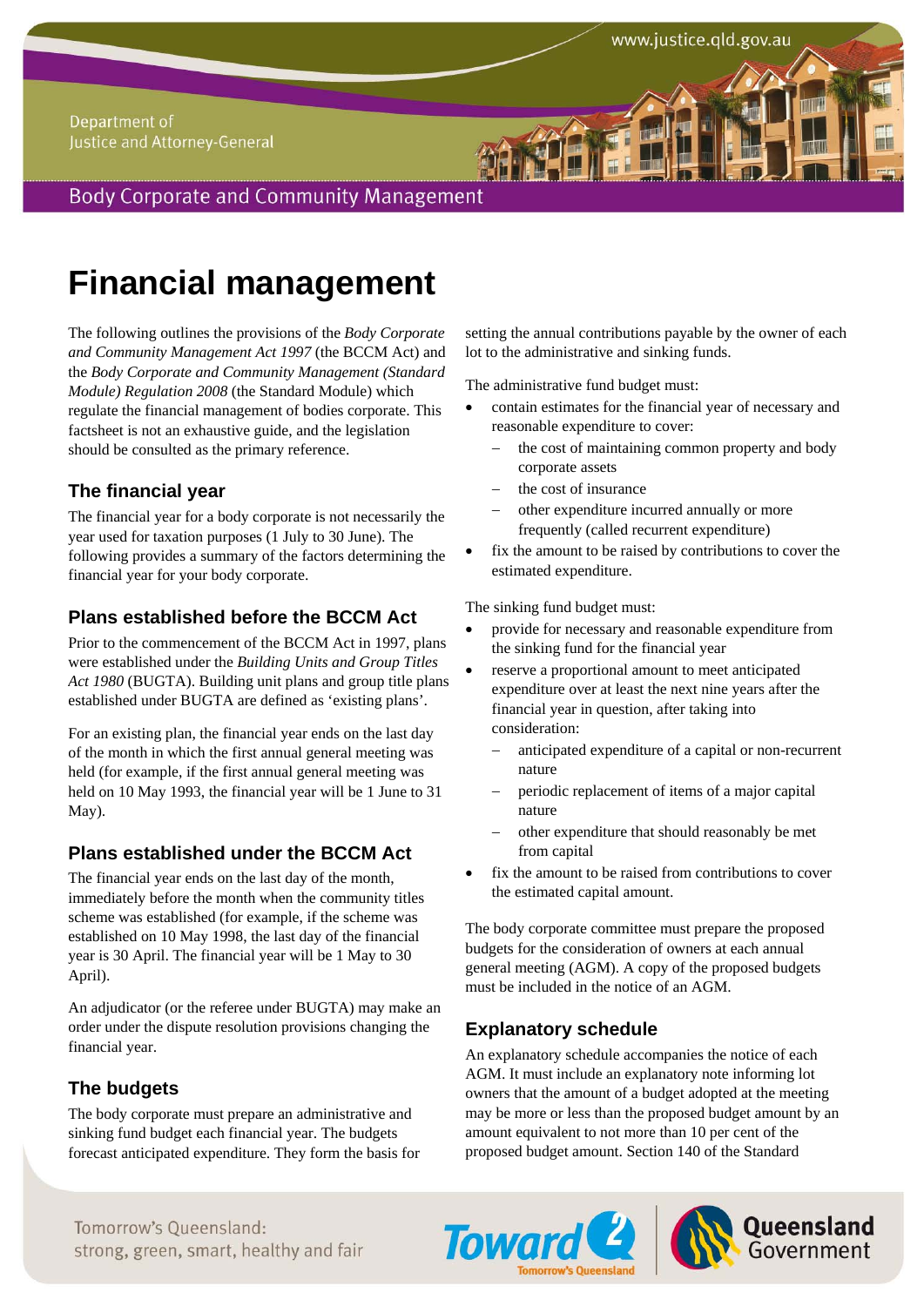# Financial management

The following outlines the provisions of the *Body Corporate and Community Management Act 1997* (the BCCM Act) and the *Body Corporate and Community Management (Standard Module) Regulation 2008* (the Standard Module) which regulate the financial management of bodies corporate. This factsheet is not an exhaustive guide, and the legislation should be consulted as the primary reference.

## The financial year

The financial year for a body corporate is not necessarily the year used for taxation purposes (1 July to 30 June). The following provides a summary of the factors determining the financial year for your body corporate.

## Plans established before the BCCM Act

Prior to the commencement of the BCCM Act in 1997, plans were established under the *Building Units and Group Titles Act 1980* (BUGTA). Building unit plans and group title plans established under BUGTA are defined as 'existing plans'.

For an existing plan, the financial year ends on the last day of the month in which the first annual general meeting was held (for example, if the first annual general meeting was held on 10 May 1993, the financial year will be 1 June to 31 May).

## Plans established under the BCCM Act

The financial year ends on the last day of the month, immediately before the month when the community titles scheme was established (for example, if the scheme was established on 10 May 1998, the last day of the financial year is 30 April. The financial year will be 1 May to 30 April).

An adjudicator (or the referee under BUGTA) may make an order under the dispute resolution provisions changing the financial year.

## The budgets

The body corporate must prepare an administrative and sinking fund budget each financial year. The budgets forecast anticipated expenditure. They form the basis for setting the annual contributions payable by the owner of each lot to the administrative and sinking funds.

The administrative fund budget must:

- contain estimates for the financial year of necessary and reasonable expenditure to cover:
  - the cost of maintaining common property and body corporate assets
  - the cost of insurance
  - other expenditure incurred annually or more frequently (called recurrent expenditure)
- fix the amount to be raised by contributions to cover the estimated expenditure.

The sinking fund budget must:

- provide for necessary and reasonable expenditure from the sinking fund for the financial year
- reserve a proportional amount to meet anticipated expenditure over at least the next nine years after the financial year in question, after taking into consideration:
  - anticipated expenditure of a capital or non-recurrent nature
  - periodic replacement of items of a major capital nature
  - other expenditure that should reasonably be met from capital
- fix the amount to be raised from contributions to cover the estimated capital amount.

The body corporate committee must prepare the proposed budgets for the consideration of owners at each annual general meeting (AGM). A copy of the proposed budgets must be included in the notice of an AGM.

## Explanatory schedule

An explanatory schedule accompanies the notice of each AGM. It must include an explanatory note informing lot owners that the amount of a budget adopted at the meeting may be more or less than the proposed budget amount by an amount equivalent to not more than 10 per cent of the proposed budget amount. Section 140 of the Standard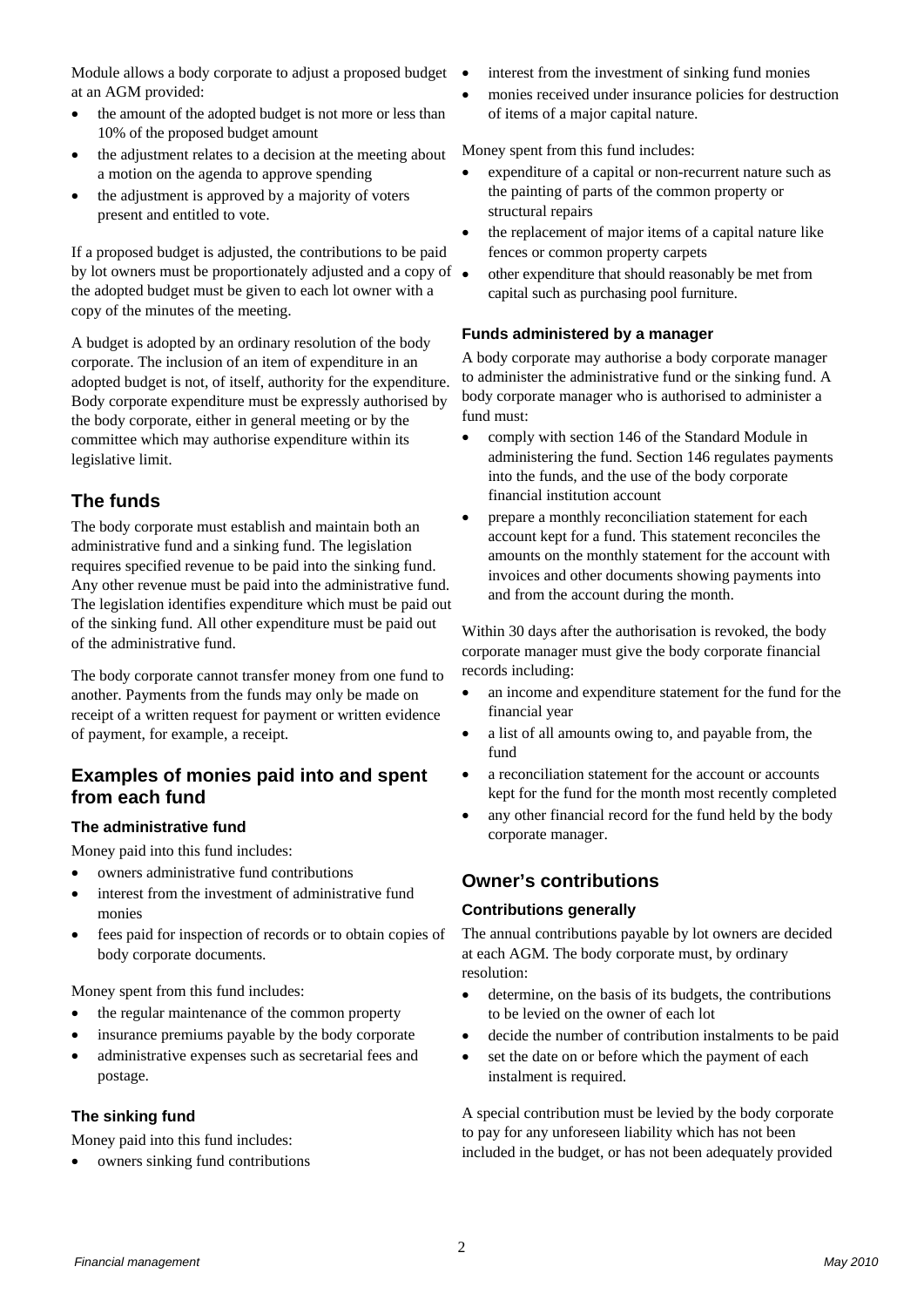Module allows a body corporate to adjust a proposed budget at an AGM provided:

- the amount of the adopted budget is not more or less than 10% of the proposed budget amount
- the adjustment relates to a decision at the meeting about a motion on the agenda to approve spending
- the adjustment is approved by a majority of voters present and entitled to vote.

If a proposed budget is adjusted, the contributions to be paid by lot owners must be proportionately adjusted and a copy of the adopted budget must be given to each lot owner with a copy of the minutes of the meeting.

A budget is adopted by an ordinary resolution of the body corporate. The inclusion of an item of expenditure in an adopted budget is not, of itself, authority for the expenditure. Body corporate expenditure must be expressly authorised by the body corporate, either in general meeting or by the committee which may authorise expenditure within its legislative limit.

## The funds

The body corporate must establish and maintain both an administrative fund and a sinking fund. The legislation requires specified revenue to be paid into the sinking fund. Any other revenue must be paid into the administrative fund. The legislation identifies expenditure which must be paid out of the sinking fund. All other expenditure must be paid out of the administrative fund.

The body corporate cannot transfer money from one fund to another. Payments from the funds may only be made on receipt of a written request for payment or written evidence of payment, for example, a receipt.

## Examples of monies paid into and spent from each fund

### The administrative fund

Money paid into this fund includes:

- owners administrative fund contributions
- interest from the investment of administrative fund monies
- fees paid for inspection of records or to obtain copies of body corporate documents.

Money spent from this fund includes:

- the regular maintenance of the common property
- insurance premiums payable by the body corporate
- administrative expenses such as secretarial fees and postage.

### The sinking fund

Money paid into this fund includes:

- owners sinking fund contributions
- interest from the investment of sinking fund monies
- monies received under insurance policies for destruction of items of a major capital nature.

Money spent from this fund includes:

- expenditure of a capital or non-recurrent nature such as the painting of parts of the common property or structural repairs
- the replacement of major items of a capital nature like fences or common property carpets
- other expenditure that should reasonably be met from capital such as purchasing pool furniture.

### Funds administered by a manager

A body corporate may authorise a body corporate manager to administer the administrative fund or the sinking fund. A body corporate manager who is authorised to administer a fund must:

- comply with section 146 of the Standard Module in administering the fund. Section 146 regulates payments into the funds, and the use of the body corporate financial institution account
- prepare a monthly reconciliation statement for each account kept for a fund. This statement reconciles the amounts on the monthly statement for the account with invoices and other documents showing payments into and from the account during the month.

Within 30 days after the authorisation is revoked, the body corporate manager must give the body corporate financial records including:

- an income and expenditure statement for the fund for the financial year
- a list of all amounts owing to, and payable from, the fund
- a reconciliation statement for the account or accounts kept for the fund for the month most recently completed
- any other financial record for the fund held by the body corporate manager.

## Owner's contributions

### Contributions generally

The annual contributions payable by lot owners are decided at each AGM. The body corporate must, by ordinary resolution:

- determine, on the basis of its budgets, the contributions to be levied on the owner of each lot
- decide the number of contribution instalments to be paid
- set the date on or before which the payment of each instalment is required.

A special contribution must be levied by the body corporate to pay for any unforeseen liability which has not been included in the budget, or has not been adequately provided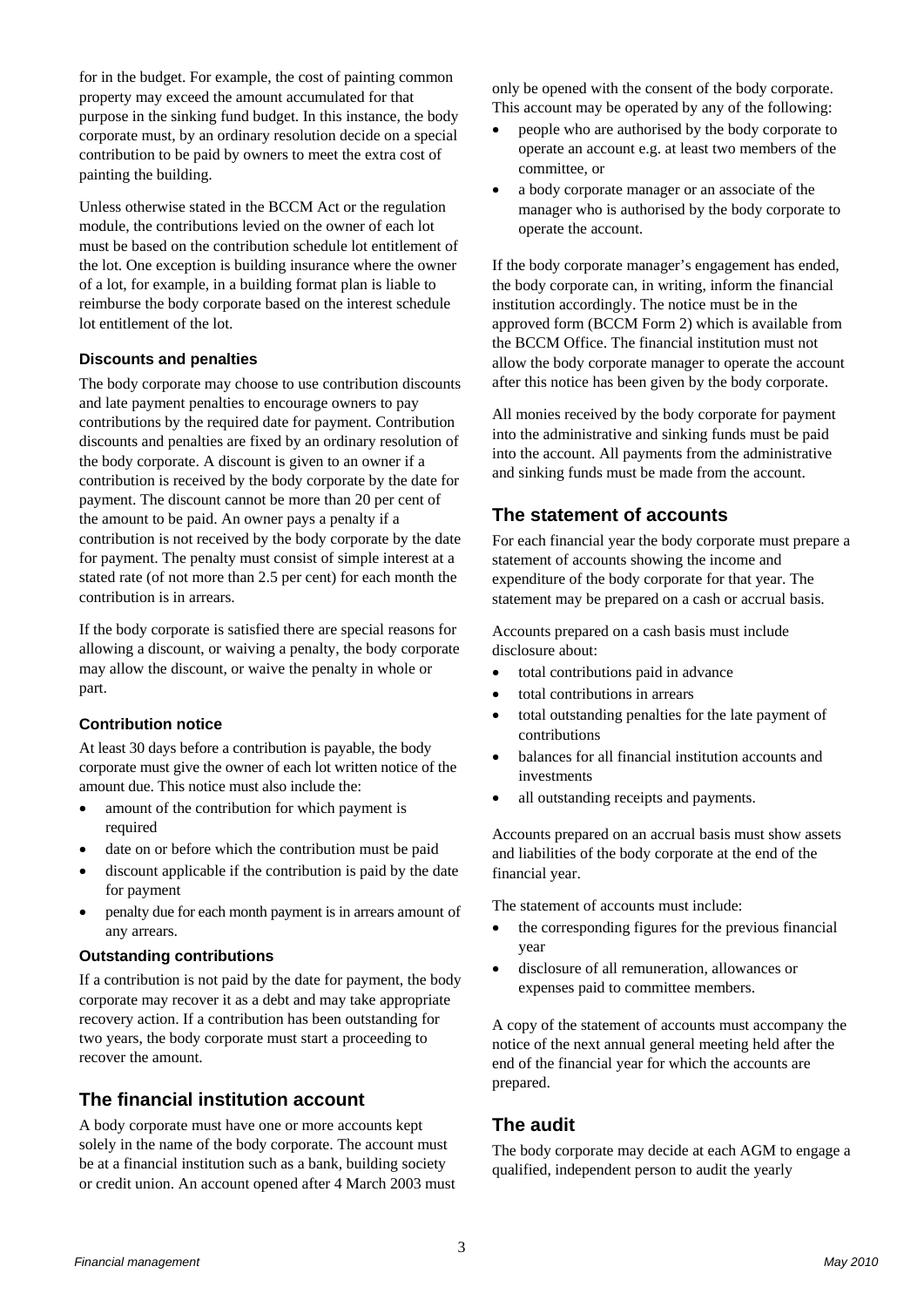for in the budget. For example, the cost of painting common property may exceed the amount accumulated for that purpose in the sinking fund budget. In this instance, the body corporate must, by an ordinary resolution decide on a special contribution to be paid by owners to meet the extra cost of painting the building.

Unless otherwise stated in the BCCM Act or the regulation module, the contributions levied on the owner of each lot must be based on the contribution schedule lot entitlement of the lot. One exception is building insurance where the owner of a lot, for example, in a building format plan is liable to reimburse the body corporate based on the interest schedule lot entitlement of the lot.

### Discounts and penalties

The body corporate may choose to use contribution discounts and late payment penalties to encourage owners to pay contributions by the required date for payment. Contribution discounts and penalties are fixed by an ordinary resolution of the body corporate. A discount is given to an owner if a contribution is received by the body corporate by the date for payment. The discount cannot be more than 20 per cent of the amount to be paid. An owner pays a penalty if a contribution is not received by the body corporate by the date for payment. The penalty must consist of simple interest at a stated rate (of not more than 2.5 per cent) for each month the contribution is in arrears.

If the body corporate is satisfied there are special reasons for allowing a discount, or waiving a penalty, the body corporate may allow the discount, or waive the penalty in whole or part.

### Contribution notice

At least 30 days before a contribution is payable, the body corporate must give the owner of each lot written notice of the amount due. This notice must also include the:

- amount of the contribution for which payment is required
- date on or before which the contribution must be paid
- discount applicable if the contribution is paid by the date for payment
- penalty due for each month payment is in arrears amount of any arrears.

### Outstanding contributions

If a contribution is not paid by the date for payment, the body corporate may recover it as a debt and may take appropriate recovery action. If a contribution has been outstanding for two years, the body corporate must start a proceeding to recover the amount.

## The financial institution account

A body corporate must have one or more accounts kept solely in the name of the body corporate. The account must be at a financial institution such as a bank, building society or credit union. An account opened after 4 March 2003 must only be opened with the consent of the body corporate. This account may be operated by any of the following:

- people who are authorised by the body corporate to operate an account e.g. at least two members of the committee, or
- a body corporate manager or an associate of the manager who is authorised by the body corporate to operate the account.

If the body corporate manager's engagement has ended, the body corporate can, in writing, inform the financial institution accordingly. The notice must be in the approved form (BCCM Form 2) which is available from the BCCM Office. The financial institution must not allow the body corporate manager to operate the account after this notice has been given by the body corporate.

All monies received by the body corporate for payment into the administrative and sinking funds must be paid into the account. All payments from the administrative and sinking funds must be made from the account.

## The statement of accounts

For each financial year the body corporate must prepare a statement of accounts showing the income and expenditure of the body corporate for that year. The statement may be prepared on a cash or accrual basis.

Accounts prepared on a cash basis must include disclosure about:

- total contributions paid in advance
- total contributions in arrears
- total outstanding penalties for the late payment of contributions
- balances for all financial institution accounts and investments
- all outstanding receipts and payments.

Accounts prepared on an accrual basis must show assets and liabilities of the body corporate at the end of the financial year.

The statement of accounts must include:

- the corresponding figures for the previous financial year
- disclosure of all remuneration, allowances or expenses paid to committee members.

A copy of the statement of accounts must accompany the notice of the next annual general meeting held after the end of the financial year for which the accounts are prepared.

## The audit

The body corporate may decide at each AGM to engage a qualified, independent person to audit the yearly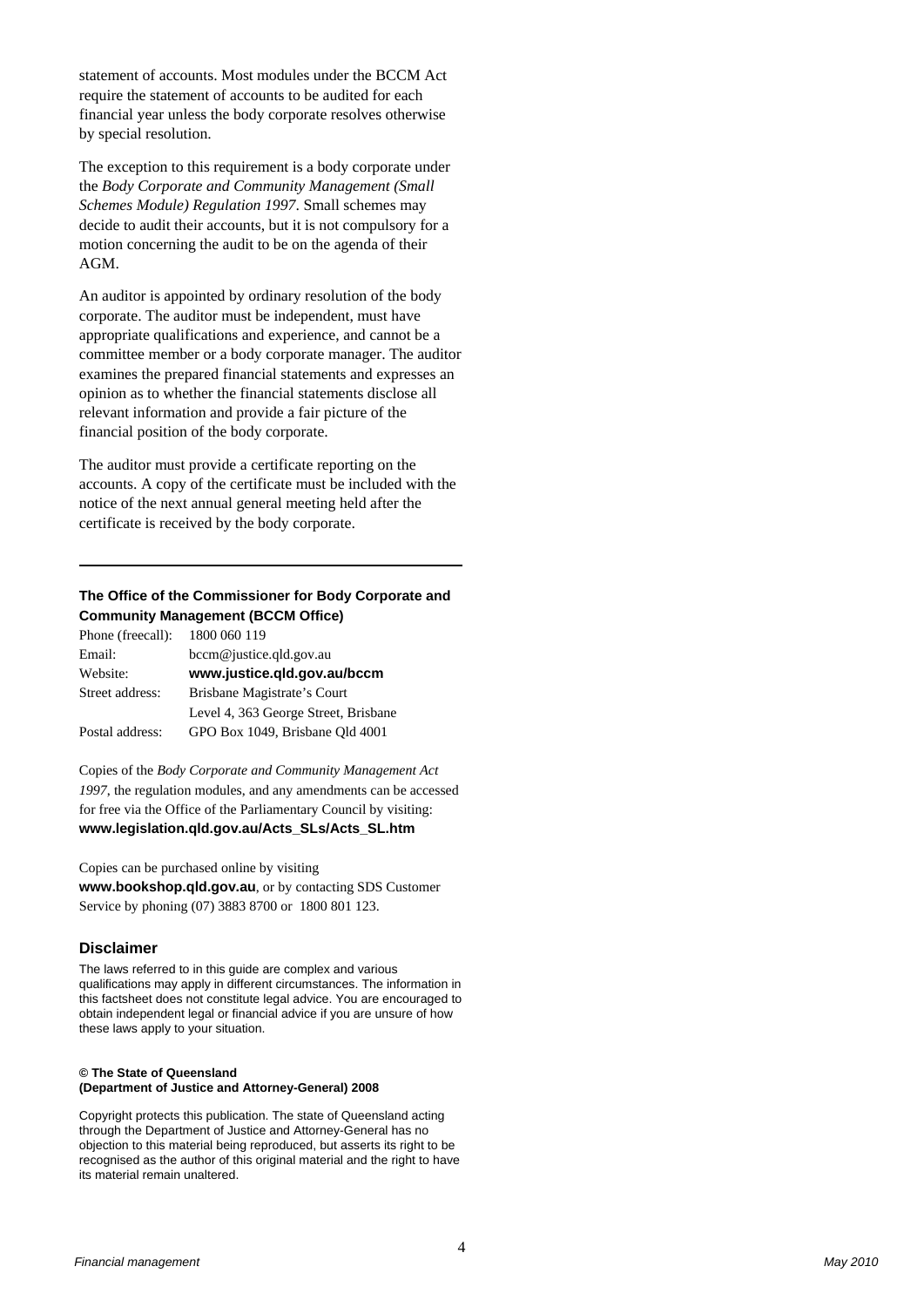statement of accounts. Most modules under the BCCM Act require the statement of accounts to be audited for each financial year unless the body corporate resolves otherwise by special resolution.

The exception to this requirement is a body corporate under the *Body Corporate and Community Management (Small Schemes Module) Regulation 1997*. Small schemes may decide to audit their accounts, but it is not compulsory for a motion concerning the audit to be on the agenda of their AGM.

An auditor is appointed by ordinary resolution of the body corporate. The auditor must be independent, must have appropriate qualifications and experience, and cannot be a committee member or a body corporate manager. The auditor examines the prepared financial statements and expresses an opinion as to whether the financial statements disclose all relevant information and provide a fair picture of the financial position of the body corporate.

The auditor must provide a certificate reporting on the accounts. A copy of the certificate must be included with the notice of the next annual general meeting held after the certificate is received by the body corporate.

---

**The Office of the Commissioner for Body Corporate and Community Management (BCCM Office)**

| | |
|---|---|
| Phone (freecall): | 1800 060 119 |
| Email: | bccm@justice.qld.gov.au |
| Website: | **www.justice.qld.gov.au/bccm** |
| Street address: | Brisbane Magistrate's Court |
| | Level 4, 363 George Street, Brisbane |
| Postal address: | GPO Box 1049, Brisbane Qld 4001 |

Copies of the *Body Corporate and Community Management Act 1997*, the regulation modules, and any amendments can be accessed for free via the Office of the Parliamentary Council by visiting: **www.legislation.qld.gov.au/Acts_SLs/Acts_SL.htm**

Copies can be purchased online by visiting **www.bookshop.qld.gov.au**, or by contacting SDS Customer Service by phoning (07) 3883 8700 or 1800 801 123.

### Disclaimer

The laws referred to in this guide are complex and various qualifications may apply in different circumstances. The information in this factsheet does not constitute legal advice. You are encouraged to obtain independent legal or financial advice if you are unsure of how these laws apply to your situation.

**© The State of Queensland**
**(Department of Justice and Attorney-General) 2008**

Copyright protects this publication. The state of Queensland acting through the Department of Justice and Attorney-General has no objection to this material being reproduced, but asserts its right to be recognised as the author of this original material and the right to have its material remain unaltered.